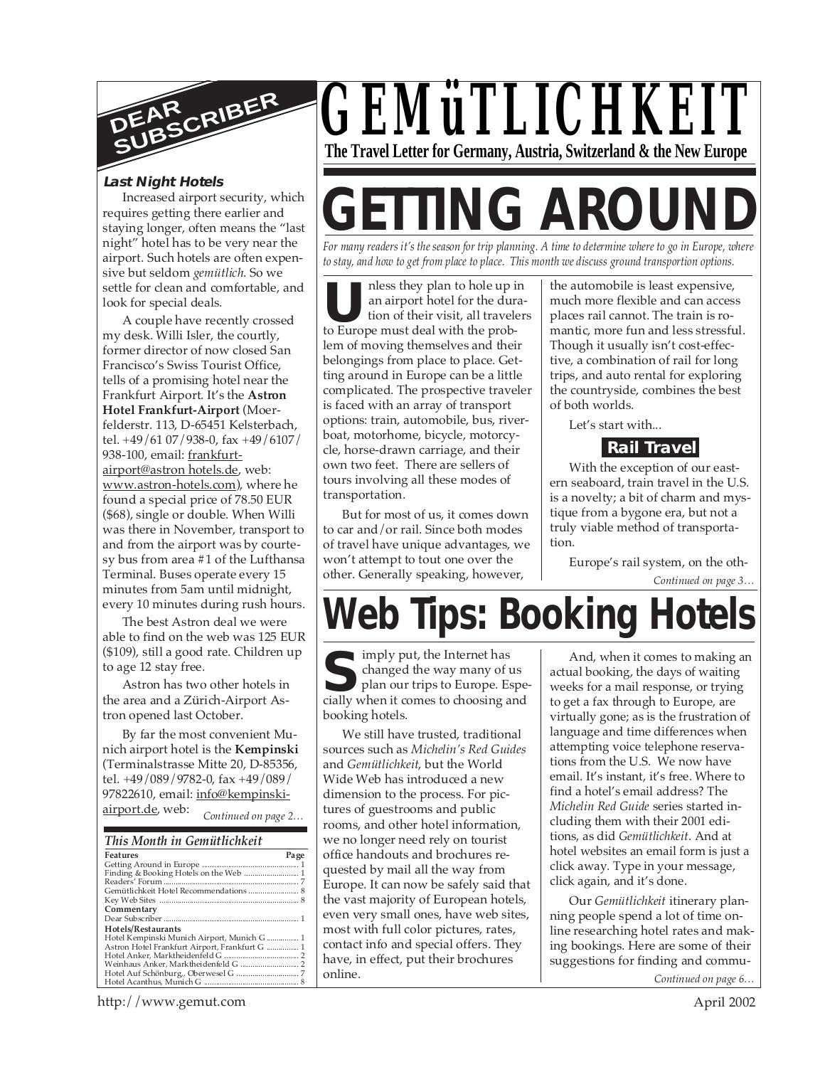# GEMüTLICHKEIT

**The Travel Letter for Germany, Austria, Switzerland & the New Europe**

## DEAR SUBSCRIBER

### *Last Night Hotels*

Increased airport security, which requires getting there earlier and staying longer, often means the "last night" hotel has to be very near the airport. Such hotels are often expensive but seldom *gemütlich*. So we settle for clean and comfortable, and look for special deals.

A couple have recently crossed my desk. Willi Isler, the courtly, former director of now closed San Francisco's Swiss Tourist Office, tells of a promising hotel near the Frankfurt Airport. It's the **Astron Hotel Frankfurt-Airport** (Moerfelderstr. 113, D-65451 Kelsterbach, tel. +49/61 07/938-0, fax +49/6107/938-100, email: frankfurt-airport@astron hotels.de, web: www.astron-hotels.com), where he found a special price of 78.50 EUR ($68), single or double. When Willi was there in November, transport to and from the airport was by courtesy bus from area #1 of the Lufthansa Terminal. Buses operate every 15 minutes from 5am until midnight, every 10 minutes during rush hours.

The best Astron deal we were able to find on the web was 125 EUR ($109), still a good rate. Children up to age 12 stay free.

Astron has two other hotels in the area and a Zürich-Airport Astron opened last October.

By far the most convenient Munich airport hotel is the **Kempinski** (Terminalstrasse Mitte 20, D-85356, tel. +49/089/9782-0, fax +49/089/97822610, email: info@kempinski-airport.de, web:

*Continued on page 2…*

### *This Month in Gemütlichkeit*

| Features | Page |
|---|---|
| Getting Around in Europe | 1 |
| Finding & Booking Hotels on the Web | 1 |
| Readers' Forum | 7 |
| Gemütlichkeit Hotel Recommendations | 8 |
| Key Web Sites | 8 |
| **Commentary** | |
| Dear Subscriber | 1 |
| **Hotels/Restaurants** | |
| Hotel Kempinski Munich Airport, Munich G | 1 |
| Astron Hotel Frankfurt Airport, Frankfurt G | 1 |
| Hotel Anker, Marktheidenfeld G | 2 |
| Weinhaus Anker, Marktheidenfeld G | 2 |
| Hotel Auf Schönburg,, Oberwesel G | 7 |
| Hotel Acanthus, Munich G | 8 |

# GETTING AROUND

*For many readers it's the season for trip planning. A time to determine where to go in Europe, where to stay, and how to get from place to place. This month we discuss ground transportion options.*

Unless they plan to hole up in an airport hotel for the duration of their visit, all travelers to Europe must deal with the problem of moving themselves and their belongings from place to place. Getting around in Europe can be a little complicated. The prospective traveler is faced with an array of transport options: train, automobile, bus, riverboat, motorhome, bicycle, motorcycle, horse-drawn carriage, and their own two feet. There are sellers of tours involving all these modes of transportation.

But for most of us, it comes down to car and/or rail. Since both modes of travel have unique advantages, we won't attempt to tout one over the other. Generally speaking, however, the automobile is least expensive, much more flexible and can access places rail cannot. The train is romantic, more fun and less stressful. Though it usually isn't cost-effective, a combination of rail for long trips, and auto rental for exploring the countryside, combines the best of both worlds.

Let's start with...

### Rail Travel

With the exception of our eastern seaboard, train travel in the U.S. is a novelty; a bit of charm and mystique from a bygone era, but not a truly viable method of transportation.

Europe's rail system, on the oth-

*Continued on page 3…*

# Web Tips: Booking Hotels

Simply put, the Internet has changed the way many of us plan our trips to Europe. Especially when it comes to choosing and booking hotels.

We still have trusted, traditional sources such as *Michelin's Red Guides* and *Gemütlichkeit*, but the World Wide Web has introduced a new dimension to the process. For pictures of guestrooms and public rooms, and other hotel information, we no longer need rely on tourist office handouts and brochures requested by mail all the way from Europe. It can now be safely said that the vast majority of European hotels, even very small ones, have web sites, most with full color pictures, rates, contact info and special offers. They have, in effect, put their brochures online.

And, when it comes to making an actual booking, the days of waiting weeks for a mail response, or trying to get a fax through to Europe, are virtually gone; as is the frustration of language and time differences when attempting voice telephone reservations from the U.S. We now have email. It's instant, it's free. Where to find a hotel's email address? The *Michelin Red Guide* series started including them with their 2001 editions, as did *Gemütlichkeit*. And at hotel websites an email form is just a click away. Type in your message, click again, and it's done.

Our *Gemütlichkeit* itinerary planning people spend a lot of time online researching hotel rates and making bookings. Here are some of their suggestions for finding and commu-

*Continued on page 6…*

http://www.gemut.com

April 2002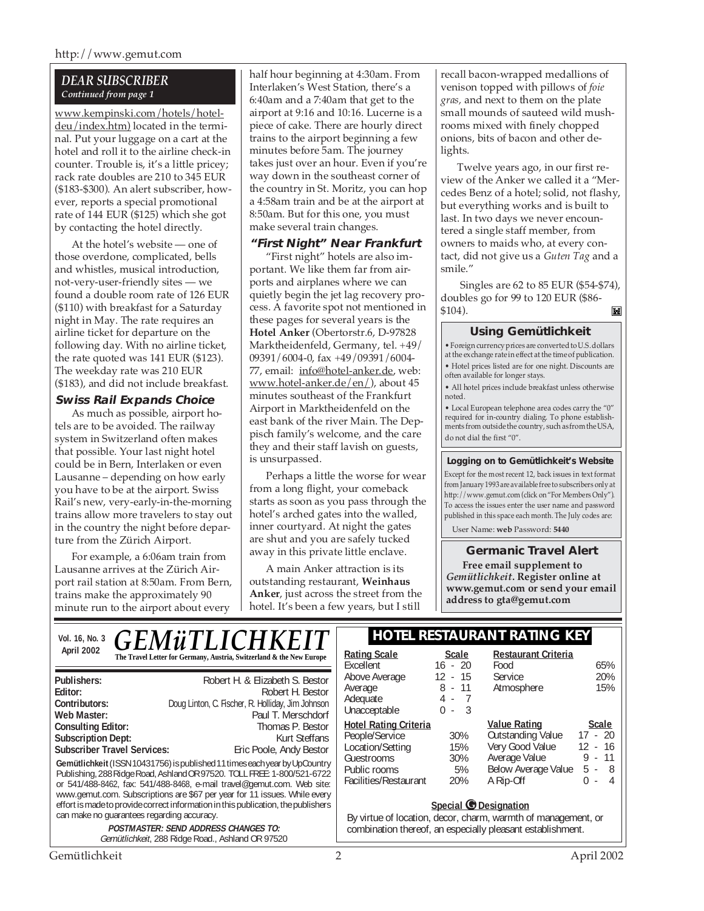## DEAR SUBSCRIBER

*Continued from page 1*

www.kempinski.com/hotels/hotel-deu/index.htm) located in the terminal. Put your luggage on a cart at the hotel and roll it to the airline check-in counter. Trouble is, it's a little pricey; rack rate doubles are 210 to 345 EUR ($183-$300). An alert subscriber, however, reports a special promotional rate of 144 EUR ($125) which she got by contacting the hotel directly.

At the hotel's website — one of those overdone, complicated, bells and whistles, musical introduction, not-very-user-friendly sites — we found a double room rate of 126 EUR ($110) with breakfast for a Saturday night in May. The rate requires an airline ticket for departure on the following day. With no airline ticket, the rate quoted was 141 EUR ($123). The weekday rate was 210 EUR ($183), and did not include breakfast.

### Swiss Rail Expands Choice

As much as possible, airport hotels are to be avoided. The railway system in Switzerland often makes that possible. Your last night hotel could be in Bern, Interlaken or even Lausanne – depending on how early you have to be at the airport. Swiss Rail's new, very-early-in-the-morning trains allow more travelers to stay out in the country the night before departure from the Zürich Airport.

For example, a 6:06am train from Lausanne arrives at the Zürich Airport rail station at 8:50am. From Bern, trains make the approximately 90 minute run to the airport about every half hour beginning at 4:30am. From Interlaken's West Station, there's a 6:40am and a 7:40am that get to the airport at 9:16 and 10:16. Lucerne is a piece of cake. There are hourly direct trains to the airport beginning a few minutes before 5am. The journey takes just over an hour. Even if you're way down in the southeast corner of the country in St. Moritz, you can hop a 4:58am train and be at the airport at 8:50am. But for this one, you must make several train changes.

### "First Night" Near Frankfurt

"First night" hotels are also important. We like them far from airports and airplanes where we can quietly begin the jet lag recovery process. A favorite spot not mentioned in these pages for several years is the **Hotel Anker** (Obertorstr.6, D-97828 Marktheidenfeld, Germany, tel. +49/09391/6004-0, fax +49/09391/6004-77, email: info@hotel-anker.de, web: www.hotel-anker.de/en/), about 45 minutes southeast of the Frankfurt Airport in Marktheidenfeld on the east bank of the river Main. The Deppisch family's welcome, and the care they and their staff lavish on guests, is unsurpassed.

Perhaps a little the worse for wear from a long flight, your comeback starts as soon as you pass through the hotel's arched gates into the walled, inner courtyard. At night the gates are shut and you are safely tucked away in this private little enclave.

A main Anker attraction is its outstanding restaurant, **Weinhaus Anker**, just across the street from the hotel. It's been a few years, but I still recall bacon-wrapped medallions of venison topped with pillows of *foie gras*, and next to them on the plate small mounds of sauteed wild mushrooms mixed with finely chopped onions, bits of bacon and other delights.

Twelve years ago, in our first review of the Anker we called it a "Mercedes Benz of a hotel; solid, not flashy, but everything works and is built to last. In two days we never encountered a single staff member, from owners to maids who, at every contact, did not give us a *Guten Tag* and a smile."

Singles are 62 to 85 EUR ($54-$74), doubles go for 99 to 120 EUR ($86-$104).

### Using Gemütlichkeit

- Foreign currency prices are converted to U.S. dollars at the exchange rate in effect at the time of publication.
- Hotel prices listed are for one night. Discounts are often available for longer stays.
- All hotel prices include breakfast unless otherwise noted.
- Local European telephone area codes carry the "0" required for in-country dialing. To phone establishments from outside the country, such as from the USA, do not dial the first "0".

### Logging on to Gemütlichkeit's Website

Except for the most recent 12, back issues in text format from January 1993 are available free to subscribers only at http://www.gemut.com (click on "For Members Only"). To access the issues enter the user name and password published in this space each month. The July codes are:

User Name: **web** Password: **5440**

### Germanic Travel Alert

**Free email supplement to *Gemütlichkeit*. Register online at www.gemut.com or send your email address to gta@gemut.com**

---

Vol. 16, No. 3
April 2002

# GEMüTLICHKEIT

**The Travel Letter for Germany, Austria, Switzerland & the New Europe**

| | |
|---|---|
| **Publishers:** | Robert H. & Elizabeth S. Bestor |
| **Editor:** | Robert H. Bestor |
| **Contributors:** | Doug Linton, C. Fischer, R. Holliday, Jim Johnson |
| **Web Master:** | Paul T. Merschdorf |
| **Consulting Editor:** | Thomas P. Bestor |
| **Subscription Dept:** | Kurt Steffans |
| **Subscriber Travel Services:** | Eric Poole, Andy Bestor |

**Gemütlichkeit** (ISSN 10431756) is published 11 times each year by UpCountry Publishing, 288 Ridge Road, Ashland OR 97520. TOLL FREE: 1-800/521-6722 or 541/488-8462, fax: 541/488-8468, e-mail travel@gemut.com. Web site: www.gemut.com. Subscriptions are $67 per year for 11 issues. While every effort is made to provide correct information in this publication, the publishers can make no guarantees regarding accuracy.

***POSTMASTER: SEND ADDRESS CHANGES TO:***
*Gemütlichkeit*, 288 Ridge Road., Ashland OR 97520

## HOTEL RESTAURANT RATING KEY

| Rating Scale | Scale |
|---|---|
| Excellent | 16 - 20 |
| Above Average | 12 - 15 |
| Average | 8 - 11 |
| Adequate | 4 - 7 |
| Unacceptable | 0 - 3 |

| Restaurant Criteria | |
|---|---|
| Food | 65% |
| Service | 20% |
| Atmosphere | 15% |

| Hotel Rating Criteria | |
|---|---|
| People/Service | 30% |
| Location/Setting | 15% |
| Guestrooms | 30% |
| Public rooms | 5% |
| Facilities/Restaurant | 20% |

| Value Rating | Scale |
|---|---|
| Outstanding Value | 17 - 20 |
| Very Good Value | 12 - 16 |
| Average Value | 9 - 11 |
| Below Average Value | 5 - 8 |
| A Rip-Off | 0 - 4 |

**Special G Designation**

By virtue of location, decor, charm, warmth of management, or combination thereof, an especially pleasant establishment.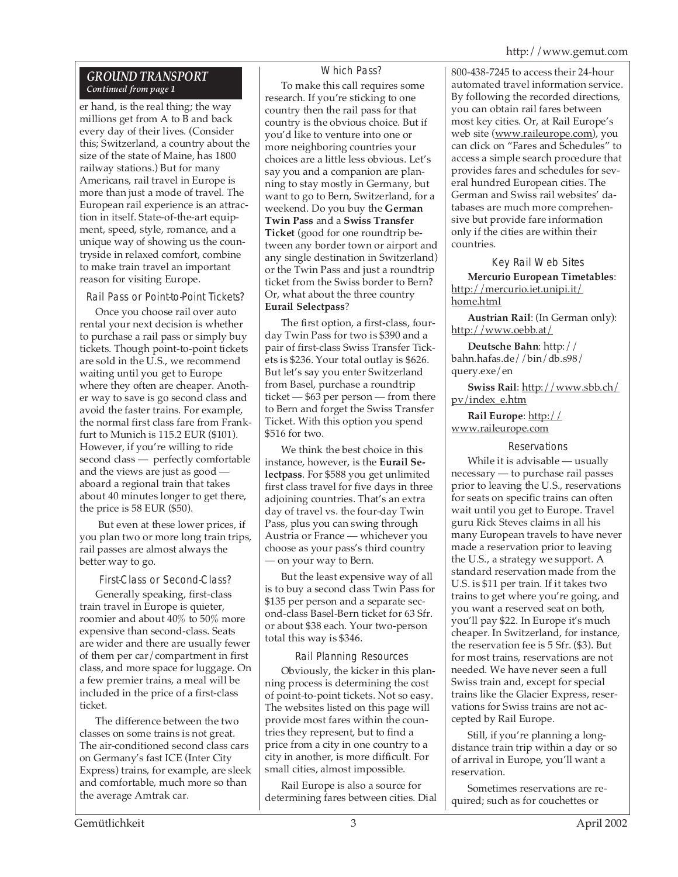## GROUND TRANSPORT

*Continued from page 1*

er hand, is the real thing; the way millions get from A to B and back every day of their lives. (Consider this; Switzerland, a country about the size of the state of Maine, has 1800 railway stations.) But for many Americans, rail travel in Europe is more than just a mode of travel. The European rail experience is an attraction in itself. State-of-the-art equipment, speed, style, romance, and a unique way of showing us the countryside in relaxed comfort, combine to make train travel an important reason for visiting Europe.

### Rail Pass or Point-to-Point Tickets?

Once you choose rail over auto rental your next decision is whether to purchase a rail pass or simply buy tickets. Though point-to-point tickets are sold in the U.S., we recommend waiting until you get to Europe where they often are cheaper. Another way to save is go second class and avoid the faster trains. For example, the normal first class fare from Frankfurt to Munich is 115.2 EUR ($101). However, if you're willing to ride second class — perfectly comfortable and the views are just as good — aboard a regional train that takes about 40 minutes longer to get there, the price is 58 EUR ($50).

But even at these lower prices, if you plan two or more long train trips, rail passes are almost always the better way to go.

### First-Class or Second-Class?

Generally speaking, first-class train travel in Europe is quieter, roomier and about 40% to 50% more expensive than second-class. Seats are wider and there are usually fewer of them per car/compartment in first class, and more space for luggage. On a few premier trains, a meal will be included in the price of a first-class ticket.

The difference between the two classes on some trains is not great. The air-conditioned second class cars on Germany's fast ICE (Inter City Express) trains, for example, are sleek and comfortable, much more so than the average Amtrak car.

### Which Pass?

To make this call requires some research. If you're sticking to one country then the rail pass for that country is the obvious choice. But if you'd like to venture into one or more neighboring countries your choices are a little less obvious. Let's say you and a companion are planning to stay mostly in Germany, but want to go to Bern, Switzerland, for a weekend. Do you buy the **German Twin Pass** and a **Swiss Transfer Ticket** (good for one roundtrip between any border town or airport and any single destination in Switzerland) or the Twin Pass and just a roundtrip ticket from the Swiss border to Bern? Or, what about the three country **Eurail Selectpass**?

The first option, a first-class, four-day Twin Pass for two is $390 and a pair of first-class Swiss Transfer Tickets is $236. Your total outlay is $626. But let's say you enter Switzerland from Basel, purchase a roundtrip ticket — $63 per person — from there to Bern and forget the Swiss Transfer Ticket. With this option you spend $516 for two.

We think the best choice in this instance, however, is the **Eurail Selectpass**. For $588 you get unlimited first class travel for five days in three adjoining countries. That's an extra day of travel vs. the four-day Twin Pass, plus you can swing through Austria or France — whichever you choose as your pass's third country — on your way to Bern.

But the least expensive way of all is to buy a second class Twin Pass for $135 per person and a separate second-class Basel-Bern ticket for 63 Sfr. or about $38 each. Your two-person total this way is $346.

### Rail Planning Resources

Obviously, the kicker in this planning process is determining the cost of point-to-point tickets. Not so easy. The websites listed on this page will provide most fares within the countries they represent, but to find a price from a city in one country to a city in another, is more difficult. For small cities, almost impossible.

Rail Europe is also a source for determining fares between cities. Dial 800-438-7245 to access their 24-hour automated travel information service. By following the recorded directions, you can obtain rail fares between most key cities. Or, at Rail Europe's web site (www.raileurope.com), you can click on "Fares and Schedules" to access a simple search procedure that provides fares and schedules for several hundred European cities. The German and Swiss rail websites' databases are much more comprehensive but provide fare information only if the cities are within their countries.

### Key Rail Web Sites

**Mercurio European Timetables**: http://mercurio.iet.unipi.it/home.html

**Austrian Rail**: (In German only): http://www.oebb.at/

**Deutsche Bahn**: http://bahn.hafas.de//bin/db.s98/query.exe/en

**Swiss Rail**: http://www.sbb.ch/pv/index_e.htm

**Rail Europe**: http://www.raileurope.com

### Reservations

While it is advisable — usually necessary — to purchase rail passes prior to leaving the U.S., reservations for seats on specific trains can often wait until you get to Europe. Travel guru Rick Steves claims in all his many European travels to have never made a reservation prior to leaving the U.S., a strategy we support. A standard reservation made from the U.S. is $11 per train. If it takes two trains to get where you're going, and you want a reserved seat on both, you'll pay $22. In Europe it's much cheaper. In Switzerland, for instance, the reservation fee is 5 Sfr. ($3). But for most trains, reservations are not needed. We have never seen a full Swiss train and, except for special trains like the Glacier Express, reservations for Swiss trains are not accepted by Rail Europe.

Still, if you're planning a long-distance train trip within a day or so of arrival in Europe, you'll want a reservation.

Sometimes reservations are required; such as for couchettes or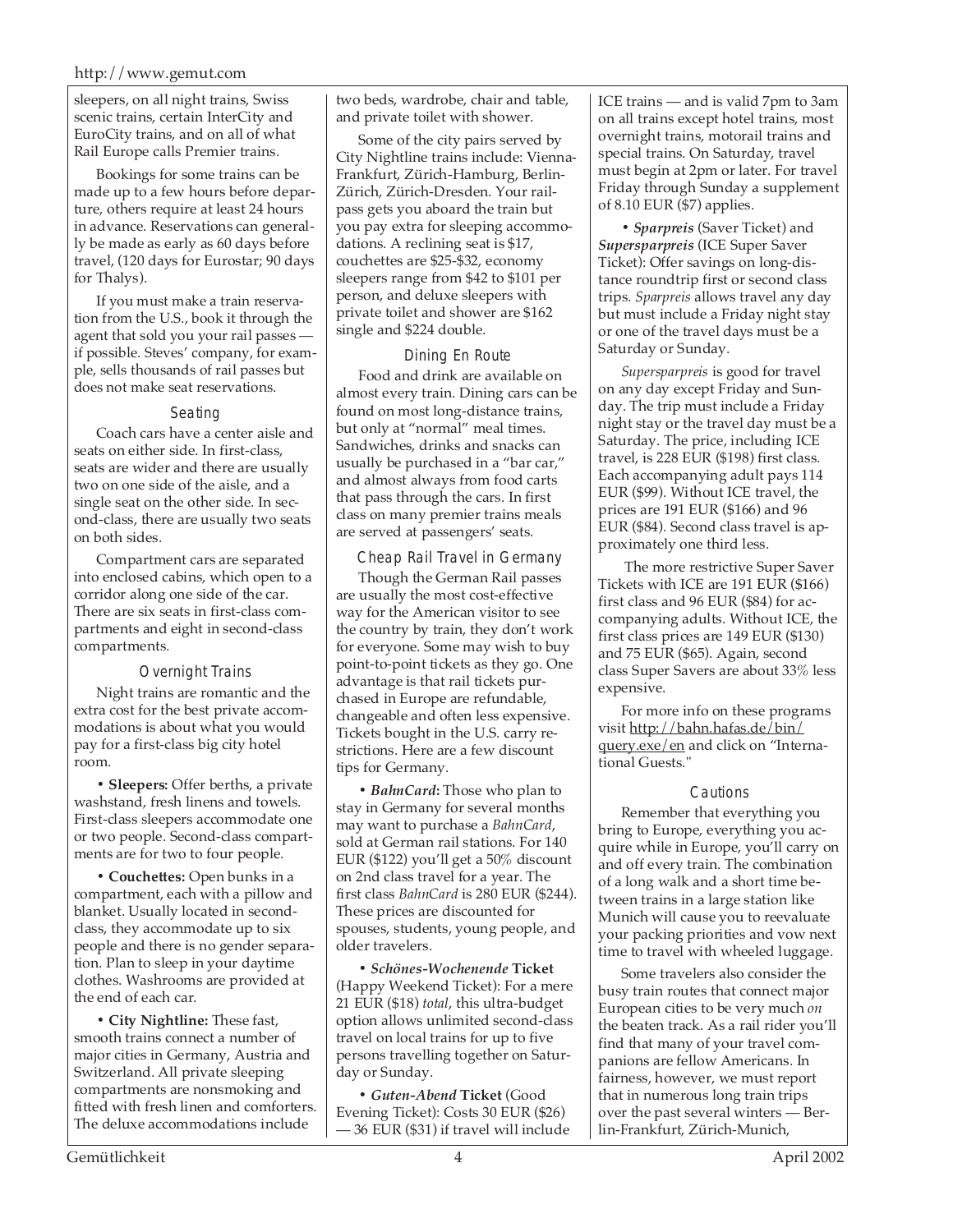sleepers, on all night trains, Swiss scenic trains, certain InterCity and EuroCity trains, and on all of what Rail Europe calls Premier trains.

Bookings for some trains can be made up to a few hours before departure, others require at least 24 hours in advance. Reservations can generally be made as early as 60 days before travel, (120 days for Eurostar; 90 days for Thalys).

If you must make a train reservation from the U.S., book it through the agent that sold you your rail passes — if possible. Steves' company, for example, sells thousands of rail passes but does not make seat reservations.

### Seating

Coach cars have a center aisle and seats on either side. In first-class, seats are wider and there are usually two on one side of the aisle, and a single seat on the other side. In second-class, there are usually two seats on both sides.

Compartment cars are separated into enclosed cabins, which open to a corridor along one side of the car. There are six seats in first-class compartments and eight in second-class compartments.

### Overnight Trains

Night trains are romantic and the extra cost for the best private accommodations is about what you would pay for a first-class big city hotel room.

• **Sleepers:** Offer berths, a private washstand, fresh linens and towels. First-class sleepers accommodate one or two people. Second-class compartments are for two to four people.

• **Couchettes:** Open bunks in a compartment, each with a pillow and blanket. Usually located in second-class, they accommodate up to six people and there is no gender separation. Plan to sleep in your daytime clothes. Washrooms are provided at the end of each car.

• **City Nightline:** These fast, smooth trains connect a number of major cities in Germany, Austria and Switzerland. All private sleeping compartments are nonsmoking and fitted with fresh linen and comforters. The deluxe accommodations include two beds, wardrobe, chair and table, and private toilet with shower.

Some of the city pairs served by City Nightline trains include: Vienna-Frankfurt, Zürich-Hamburg, Berlin-Zürich, Zürich-Dresden. Your railpass gets you aboard the train but you pay extra for sleeping accommodations. A reclining seat is $17, couchettes are $25-$32, economy sleepers range from $42 to $101 per person, and deluxe sleepers with private toilet and shower are $162 single and $224 double.

### Dining En Route

Food and drink are available on almost every train. Dining cars can be found on most long-distance trains, but only at "normal" meal times. Sandwiches, drinks and snacks can usually be purchased in a "bar car," and almost always from food carts that pass through the cars. In first class on many premier trains meals are served at passengers' seats.

### Cheap Rail Travel in Germany

Though the German Rail passes are usually the most cost-effective way for the American visitor to see the country by train, they don't work for everyone. Some may wish to buy point-to-point tickets as they go. One advantage is that rail tickets purchased in Europe are refundable, changeable and often less expensive. Tickets bought in the U.S. carry restrictions. Here are a few discount tips for Germany.

• ***BahnCard*:** Those who plan to stay in Germany for several months may want to purchase a *BahnCard*, sold at German rail stations. For 140 EUR ($122) you'll get a 50% discount on 2nd class travel for a year. The first class *BahnCard* is 280 EUR ($244). These prices are discounted for spouses, students, young people, and older travelers.

• ***Schönes-Wochenende* Ticket** (Happy Weekend Ticket): For a mere 21 EUR ($18) *total*, this ultra-budget option allows unlimited second-class travel on local trains for up to five persons travelling together on Saturday or Sunday.

• ***Guten-Abend* Ticket** (Good Evening Ticket): Costs 30 EUR ($26) — 36 EUR ($31) if travel will include ICE trains — and is valid 7pm to 3am on all trains except hotel trains, most overnight trains, motorail trains and special trains. On Saturday, travel must begin at 2pm or later. For travel Friday through Sunday a supplement of 8.10 EUR ($7) applies.

• ***Sparpreis*** (Saver Ticket) and ***Supersparpreis*** (ICE Super Saver Ticket): Offer savings on long-distance roundtrip first or second class trips. *Sparpreis* allows travel any day but must include a Friday night stay or one of the travel days must be a Saturday or Sunday.

*Supersparpreis* is good for travel on any day except Friday and Sunday. The trip must include a Friday night stay or the travel day must be a Saturday. The price, including ICE travel, is 228 EUR ($198) first class. Each accompanying adult pays 114 EUR ($99). Without ICE travel, the prices are 191 EUR ($166) and 96 EUR ($84). Second class travel is approximately one third less.

The more restrictive Super Saver Tickets with ICE are 191 EUR ($166) first class and 96 EUR ($84) for accompanying adults. Without ICE, the first class prices are 149 EUR ($130) and 75 EUR ($65). Again, second class Super Savers are about 33% less expensive.

For more info on these programs visit http://bahn.hafas.de/bin/query.exe/en and click on "International Guests."

### Cautions

Remember that everything you bring to Europe, everything you acquire while in Europe, you'll carry on and off every train. The combination of a long walk and a short time between trains in a large station like Munich will cause you to reevaluate your packing priorities and vow next time to travel with wheeled luggage.

Some travelers also consider the busy train routes that connect major European cities to be very much *on* the beaten track. As a rail rider you'll find that many of your travel companions are fellow Americans. In fairness, however, we must report that in numerous long train trips over the past several winters — Berlin-Frankfurt, Zürich-Munich,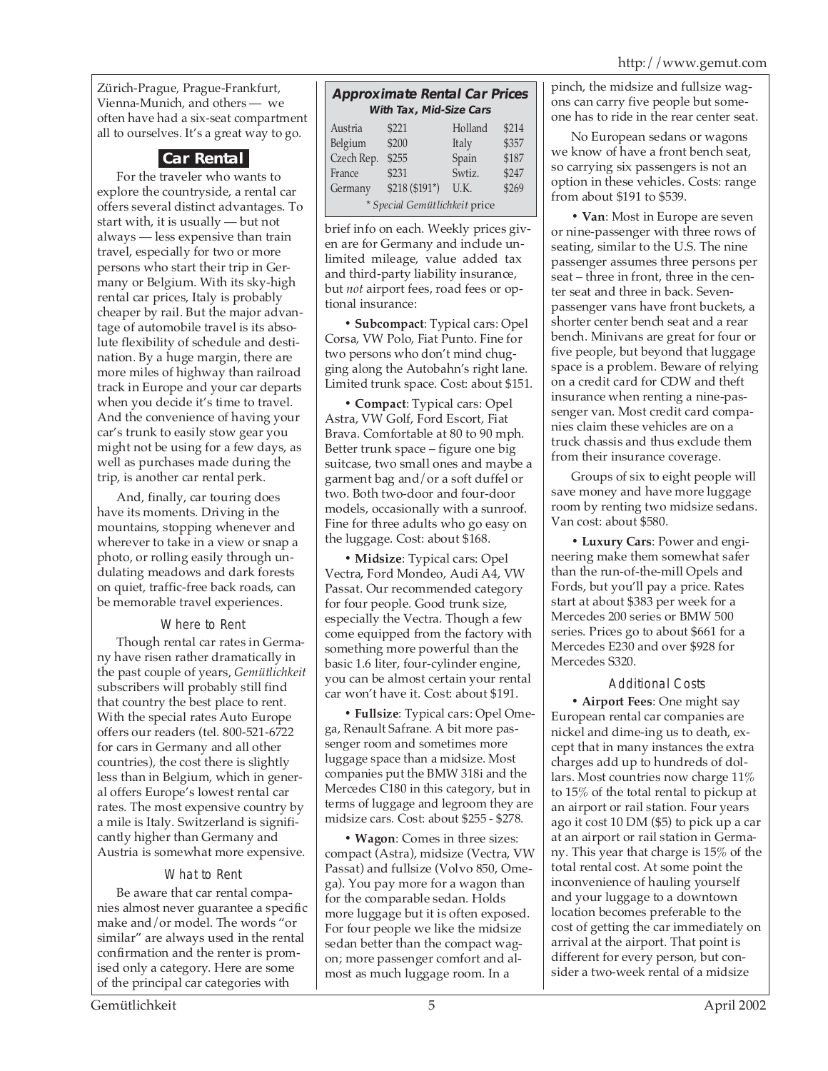Zürich-Prague, Prague-Frankfurt, Vienna-Munich, and others — we often have had a six-seat compartment all to ourselves. It's a great way to go.

## Car Rental

For the traveler who wants to explore the countryside, a rental car offers several distinct advantages. To start with, it is usually — but not always — less expensive than train travel, especially for two or more persons who start their trip in Germany or Belgium. With its sky-high rental car prices, Italy is probably cheaper by rail. But the major advantage of automobile travel is its absolute flexibility of schedule and destination. By a huge margin, there are more miles of highway than railroad track in Europe and your car departs when you decide it's time to travel. And the convenience of having your car's trunk to easily stow gear you might not be using for a few days, as well as purchases made during the trip, is another car rental perk.

And, finally, car touring does have its moments. Driving in the mountains, stopping whenever and wherever to take in a view or snap a photo, or rolling easily through undulating meadows and dark forests on quiet, traffic-free back roads, can be memorable travel experiences.

### Where to Rent

Though rental car rates in Germany have risen rather dramatically in the past couple of years, *Gemütlichkeit* subscribers will probably still find that country the best place to rent. With the special rates Auto Europe offers our readers (tel. 800-521-6722 for cars in Germany and all other countries), the cost there is slightly less than in Belgium, which in general offers Europe's lowest rental car rates. The most expensive country by a mile is Italy. Switzerland is significantly higher than Germany and Austria is somewhat more expensive.

### What to Rent

Be aware that car rental companies almost never guarantee a specific make and/or model. The words "or similar" are always used in the rental confirmation and the renter is promised only a category. Here are some of the principal car categories with brief info on each. Weekly prices given are for Germany and include unlimited mileage, value added tax and third-party liability insurance, but *not* airport fees, road fees or optional insurance:

**Approximate Rental Car Prices**
**With Tax, Mid-Size Cars**

| Country | Price | Country | Price |
|---|---|---|---|
| Austria | $221 | Holland | $214 |
| Belgium | $200 | Italy | $357 |
| Czech Rep. | $255 | Spain | $187 |
| France | $231 | Swtiz. | $247 |
| Germany | $218 ($191*) | U.K. | $269 |

\* Special *Gemütlichkeit* price

• **Subcompact**: Typical cars: Opel Corsa, VW Polo, Fiat Punto. Fine for two persons who don't mind chugging along the Autobahn's right lane. Limited trunk space. Cost: about $151.

• **Compact**: Typical cars: Opel Astra, VW Golf, Ford Escort, Fiat Brava. Comfortable at 80 to 90 mph. Better trunk space – figure one big suitcase, two small ones and maybe a garment bag and/or a soft duffel or two. Both two-door and four-door models, occasionally with a sunroof. Fine for three adults who go easy on the luggage. Cost: about $168.

• **Midsize**: Typical cars: Opel Vectra, Ford Mondeo, Audi A4, VW Passat. Our recommended category for four people. Good trunk size, especially the Vectra. Though a few come equipped from the factory with something more powerful than the basic 1.6 liter, four-cylinder engine, you can be almost certain your rental car won't have it. Cost: about $191.

• **Fullsize**: Typical cars: Opel Omega, Renault Safrane. A bit more passenger room and sometimes more luggage space than a midsize. Most companies put the BMW 318i and the Mercedes C180 in this category, but in terms of luggage and legroom they are midsize cars. Cost: about $255 - $278.

• **Wagon**: Comes in three sizes: compact (Astra), midsize (Vectra, VW Passat) and fullsize (Volvo 850, Omega). You pay more for a wagon than for the comparable sedan. Holds more luggage but it is often exposed. For four people we like the midsize sedan better than the compact wagon; more passenger comfort and almost as much luggage room. In a pinch, the midsize and fullsize wagons can carry five people but someone has to ride in the rear center seat.

No European sedans or wagons we know of have a front bench seat, so carrying six passengers is not an option in these vehicles. Costs: range from about $191 to $539.

• **Van**: Most in Europe are seven or nine-passenger with three rows of seating, similar to the U.S. The nine passenger assumes three persons per seat – three in front, three in the center seat and three in back. Seven-passenger vans have front buckets, a shorter center bench seat and a rear bench. Minivans are great for four or five people, but beyond that luggage space is a problem. Beware of relying on a credit card for CDW and theft insurance when renting a nine-passenger van. Most credit card companies claim these vehicles are on a truck chassis and thus exclude them from their insurance coverage.

Groups of six to eight people will save money and have more luggage room by renting two midsize sedans. Van cost: about $580.

• **Luxury Cars**: Power and engineering make them somewhat safer than the run-of-the-mill Opels and Fords, but you'll pay a price. Rates start at about $383 per week for a Mercedes 200 series or BMW 500 series. Prices go to about $661 for a Mercedes E230 and over $928 for Mercedes S320.

### Additional Costs

• **Airport Fees**: One might say European rental car companies are nickel and dime-ing us to death, except that in many instances the extra charges add up to hundreds of dollars. Most countries now charge 11% to 15% of the total rental to pickup at an airport or rail station. Four years ago it cost 10 DM ($5) to pick up a car at an airport or rail station in Germany. This year that charge is 15% of the total rental cost. At some point the inconvenience of hauling yourself and your luggage to a downtown location becomes preferable to the cost of getting the car immediately on arrival at the airport. That point is different for every person, but consider a two-week rental of a midsize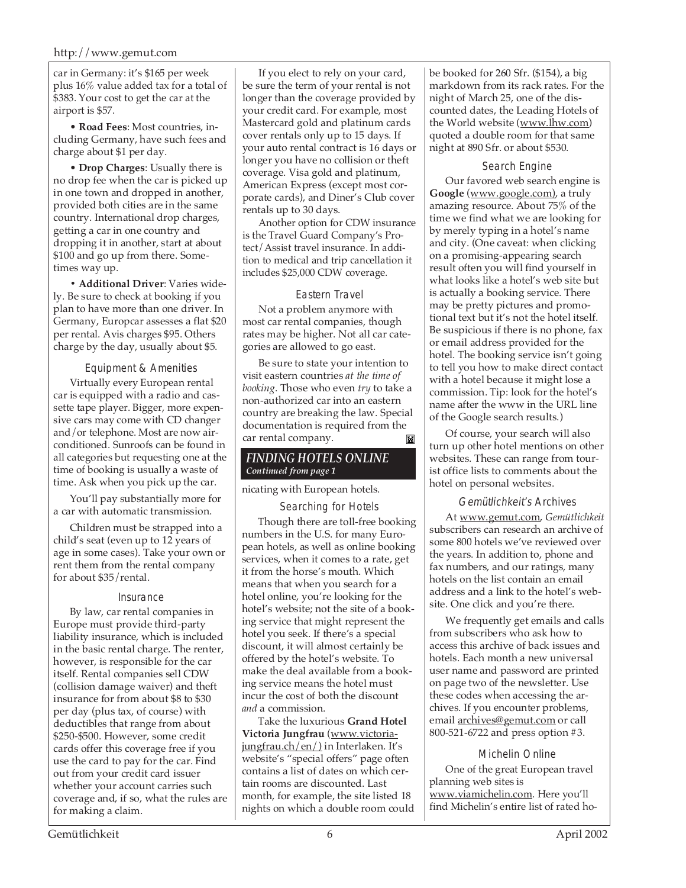car in Germany: it's $165 per week plus 16% value added tax for a total of $383. Your cost to get the car at the airport is $57.

• **Road Fees**: Most countries, including Germany, have such fees and charge about $1 per day.

• **Drop Charges**: Usually there is no drop fee when the car is picked up in one town and dropped in another, provided both cities are in the same country. International drop charges, getting a car in one country and dropping it in another, start at about $100 and go up from there. Sometimes way up.

• **Additional Driver**: Varies widely. Be sure to check at booking if you plan to have more than one driver. In Germany, Europcar assesses a flat $20 per rental. Avis charges $95. Others charge by the day, usually about $5.

### Equipment & Amenities

Virtually every European rental car is equipped with a radio and cassette tape player. Bigger, more expensive cars may come with CD changer and/or telephone. Most are now air-conditioned. Sunroofs can be found in all categories but requesting one at the time of booking is usually a waste of time. Ask when you pick up the car.

You'll pay substantially more for a car with automatic transmission.

Children must be strapped into a child's seat (even up to 12 years of age in some cases). Take your own or rent them from the rental company for about $35/rental.

### Insurance

By law, car rental companies in Europe must provide third-party liability insurance, which is included in the basic rental charge. The renter, however, is responsible for the car itself. Rental companies sell CDW (collision damage waiver) and theft insurance for from about $8 to $30 per day (plus tax, of course) with deductibles that range from about $250-$500. However, some credit cards offer this coverage free if you use the card to pay for the car. Find out from your credit card issuer whether your account carries such coverage and, if so, what the rules are for making a claim.

If you elect to rely on your card, be sure the term of your rental is not longer than the coverage provided by your credit card. For example, most Mastercard gold and platinum cards cover rentals only up to 15 days. If your auto rental contract is 16 days or longer you have no collision or theft coverage. Visa gold and platinum, American Express (except most corporate cards), and Diner's Club cover rentals up to 30 days.

Another option for CDW insurance is the Travel Guard Company's Protect/Assist travel insurance. In addition to medical and trip cancellation it includes $25,000 CDW coverage.

### Eastern Travel

Not a problem anymore with most car rental companies, though rates may be higher. Not all car categories are allowed to go east.

Be sure to state your intention to visit eastern countries *at the time of booking*. Those who even *try* to take a non-authorized car into an eastern country are breaking the law. Special documentation is required from the car rental company.

## *FINDING HOTELS ONLINE*

***Continued from page 1***

nicating with European hotels.

### Searching for Hotels

Though there are toll-free booking numbers in the U.S. for many European hotels, as well as online booking services, when it comes to a rate, get it from the horse's mouth. Which means that when you search for a hotel online, you're looking for the hotel's website; not the site of a booking service that might represent the hotel you seek. If there's a special discount, it will almost certainly be offered by the hotel's website. To make the deal available from a booking service means the hotel must incur the cost of both the discount *and* a commission.

Take the luxurious **Grand Hotel Victoria Jungfrau** (www.victoria-jungfrau.ch/en/) in Interlaken. It's website's "special offers" page often contains a list of dates on which certain rooms are discounted. Last month, for example, the site listed 18 nights on which a double room could be booked for 260 Sfr. ($154), a big markdown from its rack rates. For the night of March 25, one of the discounted dates, the Leading Hotels of the World website (www.lhw.com) quoted a double room for that same night at 890 Sfr. or about $530.

### Search Engine

Our favored web search engine is **Google** (www.google.com), a truly amazing resource. About 75% of the time we find what we are looking for by merely typing in a hotel's name and city. (One caveat: when clicking on a promising-appearing search result often you will find yourself in what looks like a hotel's web site but is actually a booking service. There may be pretty pictures and promotional text but it's not the hotel itself. Be suspicious if there is no phone, fax or email address provided for the hotel. The booking service isn't going to tell you how to make direct contact with a hotel because it might lose a commission. Tip: look for the hotel's name after the www in the URL line of the Google search results.)

Of course, your search will also turn up other hotel mentions on other websites. These can range from tourist office lists to comments about the hotel on personal websites.

### *Gemütlichkeit*'s Archives

At www.gemut.com, *Gemütlichkeit* subscribers can research an archive of some 800 hotels we've reviewed over the years. In addition to, phone and fax numbers, and our ratings, many hotels on the list contain an email address and a link to the hotel's website. One click and you're there.

We frequently get emails and calls from subscribers who ask how to access this archive of back issues and hotels. Each month a new universal user name and password are printed on page two of the newsletter. Use these codes when accessing the archives. If you encounter problems, email archives@gemut.com or call 800-521-6722 and press option #3.

### Michelin Online

One of the great European travel planning web sites is www.viamichelin.com. Here you'll find Michelin's entire list of rated ho-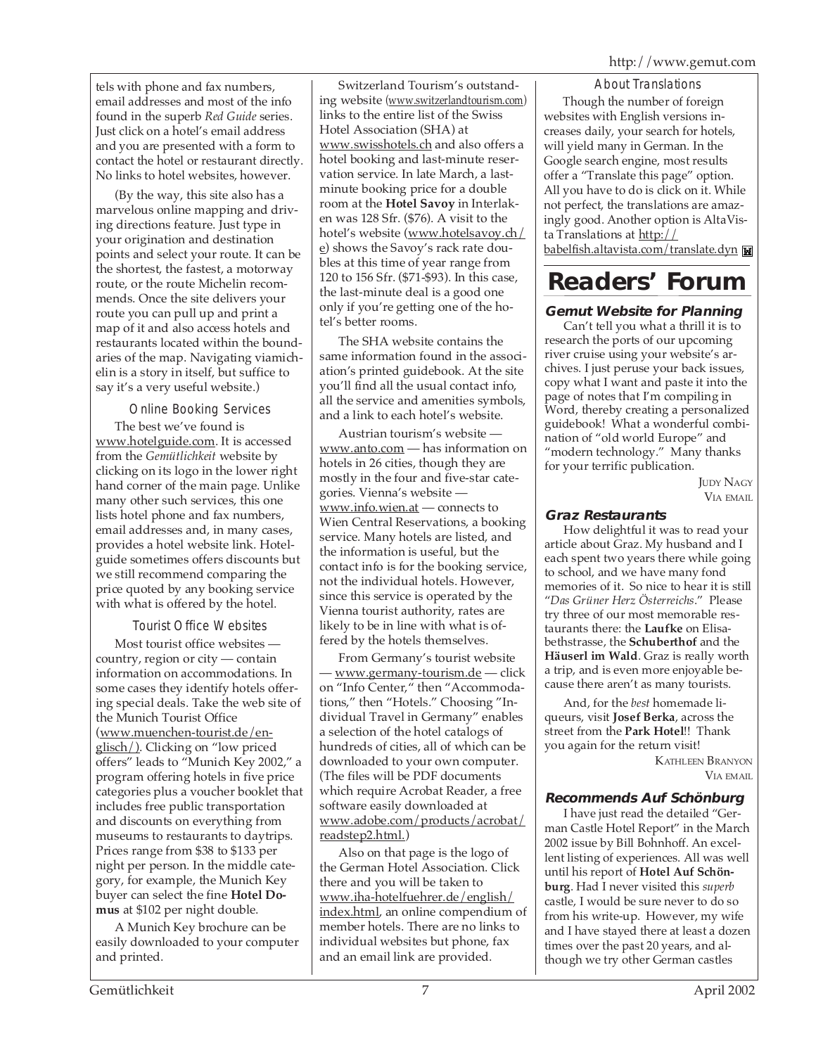tels with phone and fax numbers, email addresses and most of the info found in the superb *Red Guide* series. Just click on a hotel's email address and you are presented with a form to contact the hotel or restaurant directly. No links to hotel websites, however.

(By the way, this site also has a marvelous online mapping and driving directions feature. Just type in your origination and destination points and select your route. It can be the shortest, the fastest, a motorway route, or the route Michelin recommends. Once the site delivers your route you can pull up and print a map of it and also access hotels and restaurants located within the boundaries of the map. Navigating viamichelin is a story in itself, but suffice to say it's a very useful website.)

### Online Booking Services

The best we've found is www.hotelguide.com. It is accessed from the *Gemütlichkeit* website by clicking on its logo in the lower right hand corner of the main page. Unlike many other such services, this one lists hotel phone and fax numbers, email addresses and, in many cases, provides a hotel website link. Hotelguide sometimes offers discounts but we still recommend comparing the price quoted by any booking service with what is offered by the hotel.

### Tourist Office Websites

Most tourist office websites — country, region or city — contain information on accommodations. In some cases they identify hotels offering special deals. Take the web site of the Munich Tourist Office (www.muenchen-tourist.de/englisch/). Clicking on "low priced offers" leads to "Munich Key 2002," a program offering hotels in five price categories plus a voucher booklet that includes free public transportation and discounts on everything from museums to restaurants to daytrips. Prices range from $38 to $133 per night per person. In the middle category, for example, the Munich Key buyer can select the fine **Hotel Domus** at $102 per night double.

A Munich Key brochure can be easily downloaded to your computer and printed.

Switzerland Tourism's outstanding website (www.switzerlandtourism.com) links to the entire list of the Swiss Hotel Association (SHA) at www.swisshotels.ch and also offers a hotel booking and last-minute reservation service. In late March, a last-minute booking price for a double room at the **Hotel Savoy** in Interlaken was 128 Sfr. ($76). A visit to the hotel's website (www.hotelsavoy.ch/e) shows the Savoy's rack rate doubles at this time of year range from 120 to 156 Sfr. ($71-$93). In this case, the last-minute deal is a good one only if you're getting one of the hotel's better rooms.

The SHA website contains the same information found in the association's printed guidebook. At the site you'll find all the usual contact info, all the service and amenities symbols, and a link to each hotel's website.

Austrian tourism's website — www.anto.com — has information on hotels in 26 cities, though they are mostly in the four and five-star categories. Vienna's website — www.info.wien.at — connects to Wien Central Reservations, a booking service. Many hotels are listed, and the information is useful, but the contact info is for the booking service, not the individual hotels. However, since this service is operated by the Vienna tourist authority, rates are likely to be in line with what is offered by the hotels themselves.

From Germany's tourist website — www.germany-tourism.de — click on "Info Center," then "Accommodations," then "Hotels." Choosing "Individual Travel in Germany" enables a selection of the hotel catalogs of hundreds of cities, all of which can be downloaded to your own computer. (The files will be PDF documents which require Acrobat Reader, a free software easily downloaded at www.adobe.com/products/acrobat/readstep2.html.)

Also on that page is the logo of the German Hotel Association. Click there and you will be taken to www.iha-hotelfuehrer.de/english/index.html, an online compendium of member hotels. There are no links to individual websites but phone, fax and an email link are provided.

### About Translations

Though the number of foreign websites with English versions increases daily, your search for hotels, will yield many in German. In the Google search engine, most results offer a "Translate this page" option. All you have to do is click on it. While not perfect, the translations are amazingly good. Another option is AltaVista Translations at http://babelfish.altavista.com/translate.dyn

# Readers' Forum

### Gemut Website for Planning

Can't tell you what a thrill it is to research the ports of our upcoming river cruise using your website's archives. I just peruse your back issues, copy what I want and paste it into the page of notes that I'm compiling in Word, thereby creating a personalized guidebook! What a wonderful combination of "old world Europe" and "modern technology." Many thanks for your terrific publication.

Judy Nagy
Via email

### Graz Restaurants

How delightful it was to read your article about Graz. My husband and I each spent two years there while going to school, and we have many fond memories of it. So nice to hear it is still "*Das Grüner Herz Österreichs*." Please try three of our most memorable restaurants there: the **Laufke** on Elisabethstrasse, the **Schuberthof** and the **Häuserl im Wald**. Graz is really worth a trip, and is even more enjoyable because there aren't as many tourists.

And, for the *best* homemade liqueurs, visit **Josef Berka**, across the street from the **Park Hotel**!! Thank you again for the return visit!

Kathleen Branyon
Via email

### Recommends Auf Schönburg

I have just read the detailed "German Castle Hotel Report" in the March 2002 issue by Bill Bohnhoff. An excellent listing of experiences. All was well until his report of **Hotel Auf Schönburg**. Had I never visited this *superb* castle, I would be sure never to do so from his write-up. However, my wife and I have stayed there at least a dozen times over the past 20 years, and although we try other German castles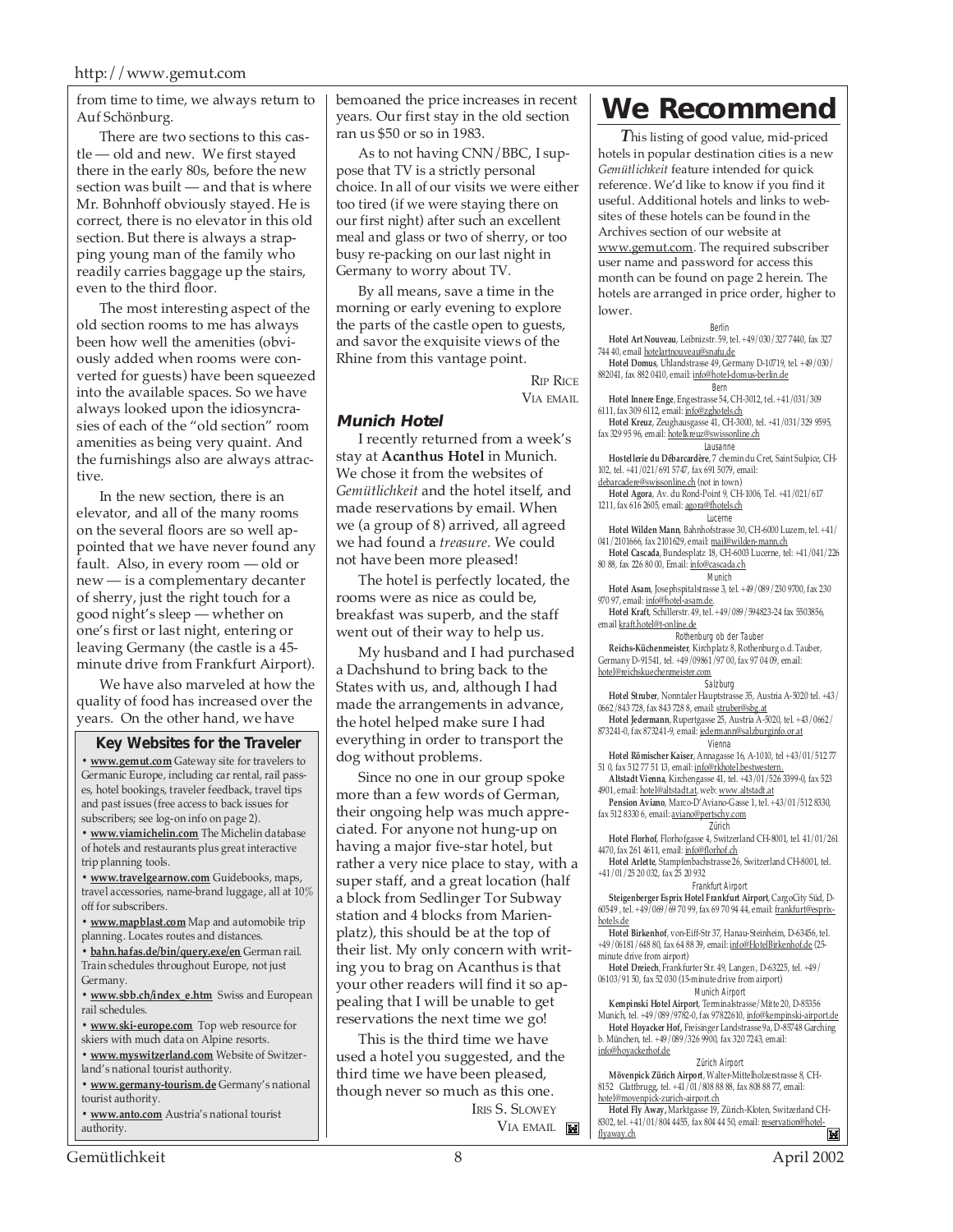from time to time, we always return to Auf Schönburg.

There are two sections to this castle — old and new. We first stayed there in the early 80s, before the new section was built — and that is where Mr. Bohnhoff obviously stayed. He is correct, there is no elevator in this old section. But there is always a strapping young man of the family who readily carries baggage up the stairs, even to the third floor.

The most interesting aspect of the old section rooms to me has always been how well the amenities (obviously added when rooms were converted for guests) have been squeezed into the available spaces. So we have always looked upon the idiosyncrasies of each of the "old section" room amenities as being very quaint. And the furnishings also are always attractive.

In the new section, there is an elevator, and all of the many rooms on the several floors are so well appointed that we have never found any fault. Also, in every room — old or new — is a complementary decanter of sherry, just the right touch for a good night's sleep — whether on one's first or last night, entering or leaving Germany (the castle is a 45-minute drive from Frankfurt Airport).

We have also marveled at how the quality of food has increased over the years. On the other hand, we have bemoaned the price increases in recent years. Our first stay in the old section ran us $50 or so in 1983.

As to not having CNN/BBC, I suppose that TV is a strictly personal choice. In all of our visits we were either too tired (if we were staying there on our first night) after such an excellent meal and glass or two of sherry, or too busy re-packing on our last night in Germany to worry about TV.

By all means, save a time in the morning or early evening to explore the parts of the castle open to guests, and savor the exquisite views of the Rhine from this vantage point.

RIP RICE
VIA EMAIL

### Munich Hotel

I recently returned from a week's stay at **Acanthus Hotel** in Munich. We chose it from the websites of *Gemütlichkeit* and the hotel itself, and made reservations by email. When we (a group of 8) arrived, all agreed we had found a *treasure*. We could not have been more pleased!

The hotel is perfectly located, the rooms were as nice as could be, breakfast was superb, and the staff went out of their way to help us.

My husband and I had purchased a Dachshund to bring back to the States with us, and, although I had made the arrangements in advance, the hotel helped make sure I had everything in order to transport the dog without problems.

Since no one in our group spoke more than a few words of German, their ongoing help was much appreciated. For anyone not hung-up on having a major five-star hotel, but rather a very nice place to stay, with a super staff, and a great location (half a block from Sedlinger Tor Subway station and 4 blocks from Marienplatz), this should be at the top of their list. My only concern with writing you to brag on Acanthus is that your other readers will find it so appealing that I will be unable to get reservations the next time we go!

This is the third time we have used a hotel you suggested, and the third time we have been pleased, though never so much as this one.

IRIS S. SLOWEY
VIA EMAIL

### Key Websites for the Traveler

- **www.gemut.com** Gateway site for travelers to Germanic Europe, including car rental, rail passes, hotel bookings, traveler feedback, travel tips and past issues (free access to back issues for subscribers; see log-on info on page 2).
- **www.viamichelin.com** The Michelin database of hotels and restaurants plus great interactive trip planning tools.
- **www.travelgearnow.com** Guidebooks, maps, travel accessories, name-brand luggage, all at 10% off for subscribers.
- **www.mapblast.com** Map and automobile trip planning. Locates routes and distances.
- **bahn.hafas.de/bin/query.exe/en** German rail. Train schedules throughout Europe, not just Germany.
- **www.sbb.ch/index_e.htm** Swiss and European rail schedules.
- **www.ski-europe.com** Top web resource for skiers with much data on Alpine resorts.
- **www.myswitzerland.com** Website of Switzerland's national tourist authority.
- **www.germany-tourism.de** Germany's national tourist authority.
- **www.anto.com** Austria's national tourist authority.

# We Recommend

*This listing of good value, mid-priced hotels in popular destination cities is a new *Gemütlichkeit* feature intended for quick reference. We'd like to know if you find it useful. Additional hotels and links to websites of these hotels can be found in the Archives section of our website at www.gemut.com. The required subscriber user name and password for access this month can be found on page 2 herein. The hotels are arranged in price order, higher to lower.

**Berlin**

**Hotel Art Nouveau**, Leibnizstr. 59, tel. +49/030/327 7440, fax 327 744 40, email hotelartnouveau@snafu.de

**Hotel Domus**, Uhlandstrasse 49, Germany D-10719, tel. +49/030/882041, fax 882 0410, email: info@hotel-domus-berlin.de

**Bern**

**Hotel Innere Enge**, Engestrasse 54, CH-3012, tel. +41/031/309 6111, fax 309 6112, email: info@zghotels.ch

**Hotel Kreuz**, Zeughausgasse 41, CH-3000, tel. +41/031/329 9595, fax 329 95 96, email: hotelkreuz@swissonline.ch

**Lausanne**

**Hostellerie du Débarcardère**, 7 chemin du Cret, Saint Sulpice, CH-102, tel. +41/021/691 5747, fax 691 5079, email: debarcadere@swissonline.ch (not in town)

**Hotel Agora**, Av. du Rond-Point 9, CH-1006, Tel. +41/021/617 1211, fax 616 2605, email: agora@fhotels.ch

**Lucerne**

**Hotel Wilden Mann**, Bahnhofstrasse 30, CH-6000 Luzern, tel. +41/041/2101666, fax 2101629, email: mail@wilden-mann.ch

**Hotel Cascada**, Bundesplatz 18, CH-6003 Lucerne, tel: +41/041/226 80 88, fax 226 80 00, Email: info@cascada.ch

**Munich**

**Hotel Asam**, Josephspitalstrasse 3, tel. +49/089/230 9700, fax 230 970 97, email: info@hotel-asam.de.

**Hotel Kraft**, Schillerstr. 49, tel. +49/089/594823-24 fax 5503856, email kraft.hotel@t-online.de

**Rothenburg ob der Tauber**

**Reichs-Küchenmeister**, Kirchplatz 8, Rothenburg o.d. Tauber, Germany D-91541, tel. +49/09861/97 00, fax 97 04 09, email: hotel@reichskuechenmeister.com

**Salzburg**

**Hotel Struber**, Nonntaler Hauptstrasse 35, Austria A-5020 tel. +43/0662/843 728, fax 843 728 8, email: struber@sbg.at

**Hotel Jedermann**, Rupertgasse 25, Austria A-5020, tel. +43/0662/873241-0, fax 873241-9, email: jedermann@salzburginfo.or.at

**Vienna**

**Hotel Römischer Kaiser**, Annagasse 16, A-1010, tel +43/01/512 77 51 0, fax 512 77 51 13, email: info@rkhotel.bestwestern.

**Altstadt Vienna**, Kirchengasse 41, tel. +43/01/526 3399-0, fax 523 4901, email: hotel@altstadt.at, web: www.altstadt.at

**Pension Aviano**, Marco-D'Aviano-Gasse 1, tel. +43/01/512 8330, fax 512 8330 6, email: aviano@pertschy.com

**Zürich**

**Hotel Florhof**, Florhofgasse 4, Switzerland CH-8001, tel. 41/01/261 4470, fax 261 4611, email: info@florhof.ch

**Hotel Arlette**, Stampfenbachstrasse 26, Switzerland CH-8001, tel. +41/01/25 20 032, fax 25 20 932

**Frankfurt Airport**

**Steigenberger Esprix Hotel Frankfurt Airport**, CargoCity Süd, D-60549 , tel. +49/069/69 70 99, fax 69 70 94 44, email: frankfurt@esprix-hotels.de

**Hotel Birkenhof**, von-Eiff-Str 37, Hanau-Steinheim, D-63456, tel. +49/06181/648 80, fax 64 88 39, email: info@HotelBirkenhof.de (25-minute drive from airport)

**Hotel Dreiech**, Frankfurter Str. 49, Langen , D-63225, tel. +49/06103/91 50, fax 52 030 (15-minute drive from airport)

**Munich Airport**

**Kempinski Hotel Airport**, Terminalstrasse/Mitte 20, D-85356 Munich, tel. +49/089/9782-0, fax 97822610, info@kempinski-airport.de

**Hotel Hoyacker Hof,** Freisinger Landstrasse 9a, D-85748 Garching b. München, tel. +49/089/326 9900, fax 320 7243, email: info@hoyackerhof.de

**Zürich Airport**

**Mövenpick Zürich Airport**, Walter-Mittelholzerstrasse 8, CH-8152 Glattbrugg, tel. +41/01/808 88 88, fax 808 88 77, email: hotel@movenpick-zurich-airport.ch

**Hotel Fly Away,** Marktgasse 19, Zürich-Kloten, Switzerland CH-8302, tel. +41/01/804 4455, fax 804 44 50, email: reservation@hotel-flyaway.ch